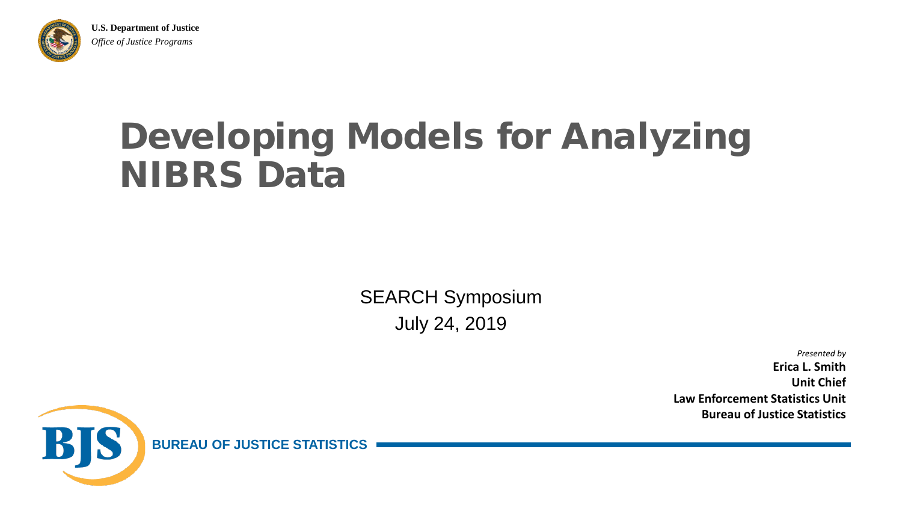**U.S. Department of Justice**
*Office of Justice Programs*

# Developing Models for Analyzing NIBRS Data

SEARCH Symposium
July 24, 2019

*Presented by*
**Erica L. Smith**
**Unit Chief**
**Law Enforcement Statistics Unit**
**Bureau of Justice Statistics**

**BUREAU OF JUSTICE STATISTICS**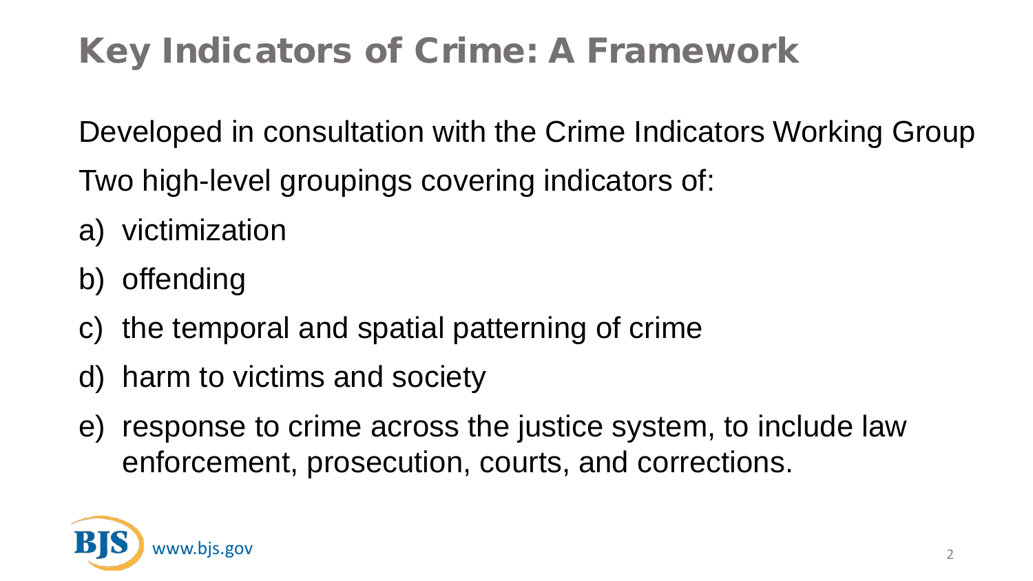# Key Indicators of Crime: A Framework

Developed in consultation with the Crime Indicators Working Group

Two high-level groupings covering indicators of:

a) victimization
b) offending
c) the temporal and spatial patterning of crime
d) harm to victims and society
e) response to crime across the justice system, to include law enforcement, prosecution, courts, and corrections.

BJS www.bjs.gov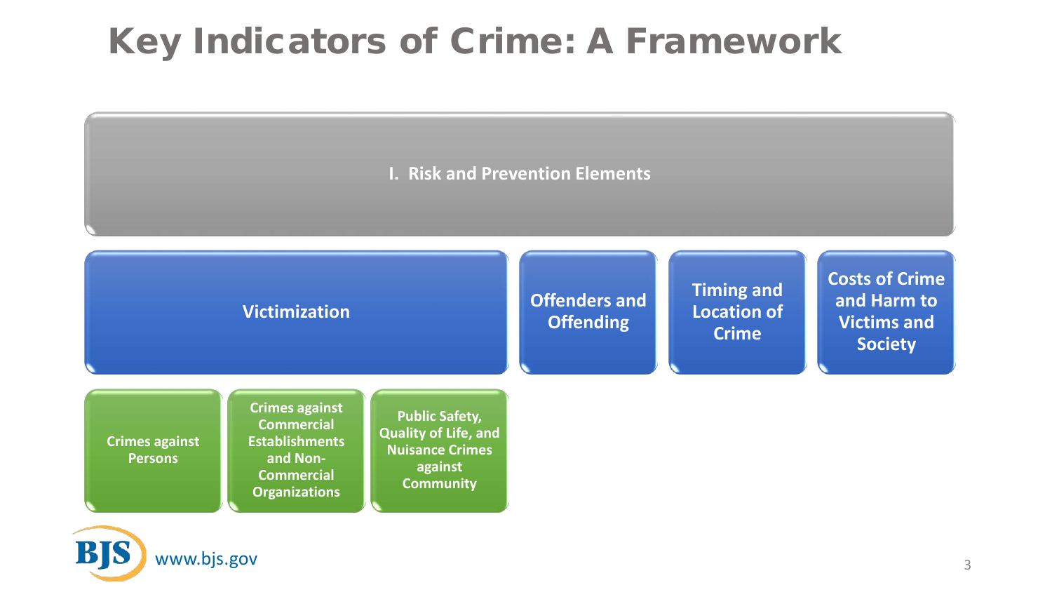# Key Indicators of Crime: A Framework

**I. Risk and Prevention Elements**

- **Victimization**
  - Crimes against Persons
  - Crimes against Commercial Establishments and Non-Commercial Organizations
  - Public Safety, Quality of Life, and Nuisance Crimes against Community
- **Offenders and Offending**
- **Timing and Location of Crime**
- **Costs of Crime and Harm to Victims and Society**

www.bjs.gov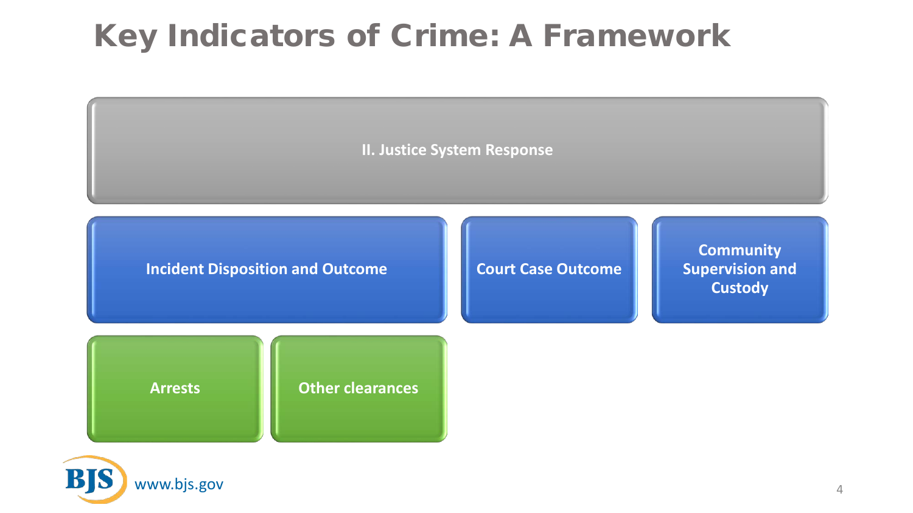# Key Indicators of Crime: A Framework

**II. Justice System Response**

- **Incident Disposition and Outcome**
  - **Arrests**
  - **Other clearances**
- **Court Case Outcome**
- **Community Supervision and Custody**

www.bjs.gov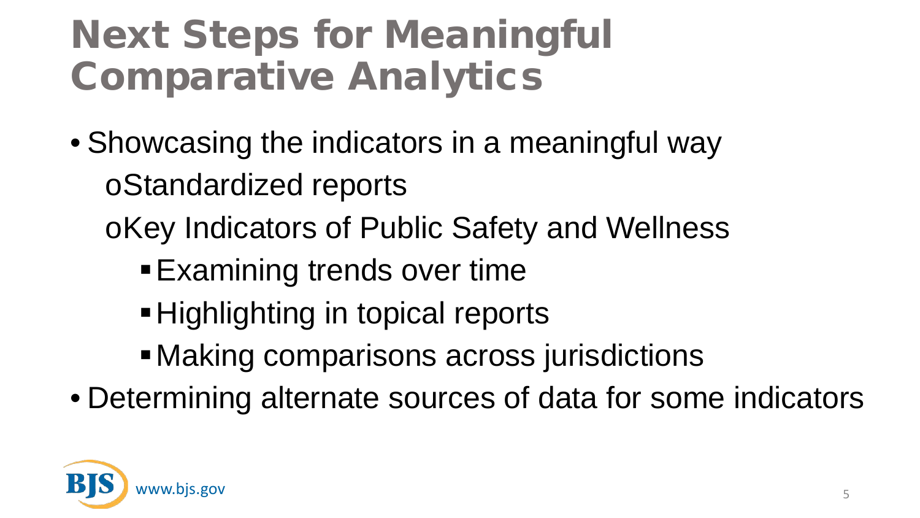# Next Steps for Meaningful Comparative Analytics

- Showcasing the indicators in a meaningful way
  - Standardized reports
  - Key Indicators of Public Safety and Wellness
    - Examining trends over time
    - Highlighting in topical reports
    - Making comparisons across jurisdictions
- Determining alternate sources of data for some indicators

BJS www.bjs.gov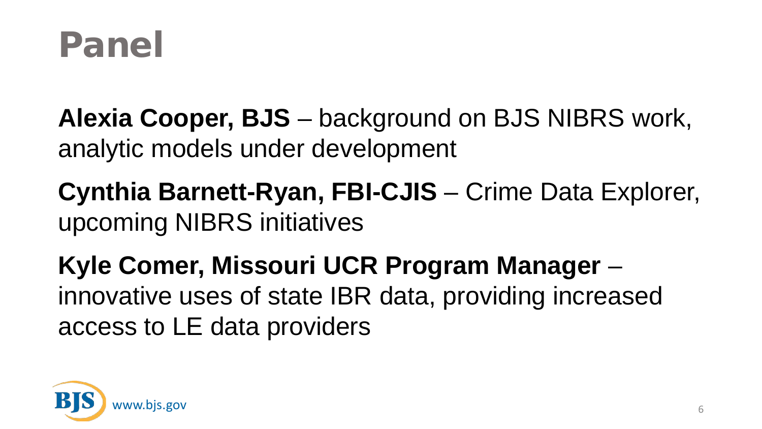# Panel

**Alexia Cooper, BJS** – background on BJS NIBRS work, analytic models under development

**Cynthia Barnett-Ryan, FBI-CJIS** – Crime Data Explorer, upcoming NIBRS initiatives

**Kyle Comer, Missouri UCR Program Manager** – innovative uses of state IBR data, providing increased access to LE data providers